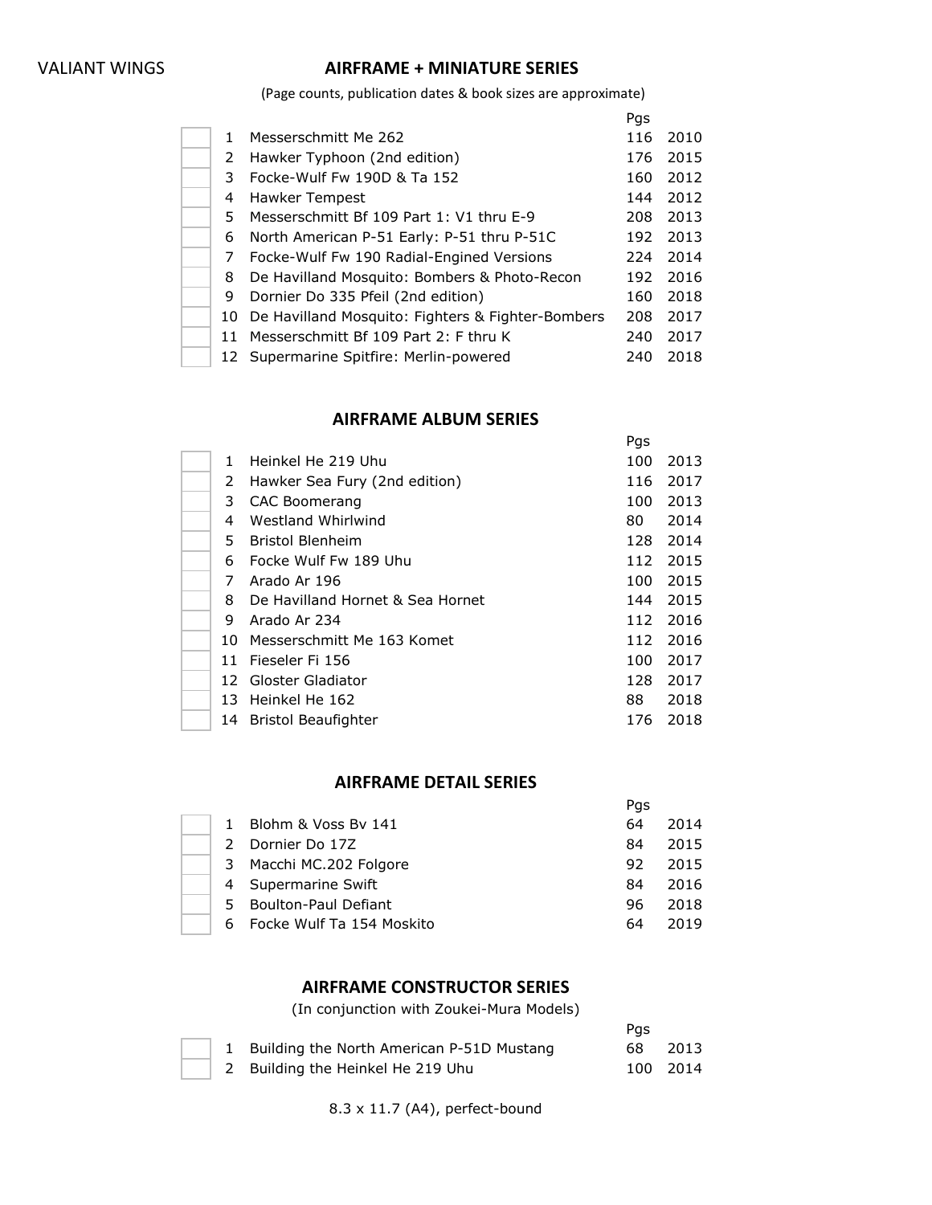VALIANT WINGS

## AIRFRAME + MINIATURE SERIES

(Page counts, publication dates & book sizes are approximate)

| | # | Title | Pgs | |
|---|---|---|---|---|
| | 1 | Messerschmitt Me 262 | 116 | 2010 |
| | 2 | Hawker Typhoon (2nd edition) | 176 | 2015 |
| | 3 | Focke-Wulf Fw 190D & Ta 152 | 160 | 2012 |
| | 4 | Hawker Tempest | 144 | 2012 |
| | 5 | Messerschmitt Bf 109 Part 1: V1 thru E-9 | 208 | 2013 |
| | 6 | North American P-51 Early: P-51 thru P-51C | 192 | 2013 |
| | 7 | Focke-Wulf Fw 190 Radial-Engined Versions | 224 | 2014 |
| | 8 | De Havilland Mosquito: Bombers & Photo-Recon | 192 | 2016 |
| | 9 | Dornier Do 335 Pfeil (2nd edition) | 160 | 2018 |
| | 10 | De Havilland Mosquito: Fighters & Fighter-Bombers | 208 | 2017 |
| | 11 | Messerschmitt Bf 109 Part 2: F thru K | 240 | 2017 |
| | 12 | Supermarine Spitfire: Merlin-powered | 240 | 2018 |

## AIRFRAME ALBUM SERIES

| | # | Title | Pgs | |
|---|---|---|---|---|
| | 1 | Heinkel He 219 Uhu | 100 | 2013 |
| | 2 | Hawker Sea Fury (2nd edition) | 116 | 2017 |
| | 3 | CAC Boomerang | 100 | 2013 |
| | 4 | Westland Whirlwind | 80 | 2014 |
| | 5 | Bristol Blenheim | 128 | 2014 |
| | 6 | Focke Wulf Fw 189 Uhu | 112 | 2015 |
| | 7 | Arado Ar 196 | 100 | 2015 |
| | 8 | De Havilland Hornet & Sea Hornet | 144 | 2015 |
| | 9 | Arado Ar 234 | 112 | 2016 |
| | 10 | Messerschmitt Me 163 Komet | 112 | 2016 |
| | 11 | Fieseler Fi 156 | 100 | 2017 |
| | 12 | Gloster Gladiator | 128 | 2017 |
| | 13 | Heinkel He 162 | 88 | 2018 |
| | 14 | Bristol Beaufighter | 176 | 2018 |

## AIRFRAME DETAIL SERIES

| | # | Title | Pgs | |
|---|---|---|---|---|
| | 1 | Blohm & Voss Bv 141 | 64 | 2014 |
| | 2 | Dornier Do 17Z | 84 | 2015 |
| | 3 | Macchi MC.202 Folgore | 92 | 2015 |
| | 4 | Supermarine Swift | 84 | 2016 |
| | 5 | Boulton-Paul Defiant | 96 | 2018 |
| | 6 | Focke Wulf Ta 154 Moskito | 64 | 2019 |

## AIRFRAME CONSTRUCTOR SERIES

(In conjunction with Zoukei-Mura Models)

| | # | Title | Pgs | |
|---|---|---|---|---|
| | 1 | Building the North American P-51D Mustang | 68 | 2013 |
| | 2 | Building the Heinkel He 219 Uhu | 100 | 2014 |

8.3 x 11.7 (A4), perfect-bound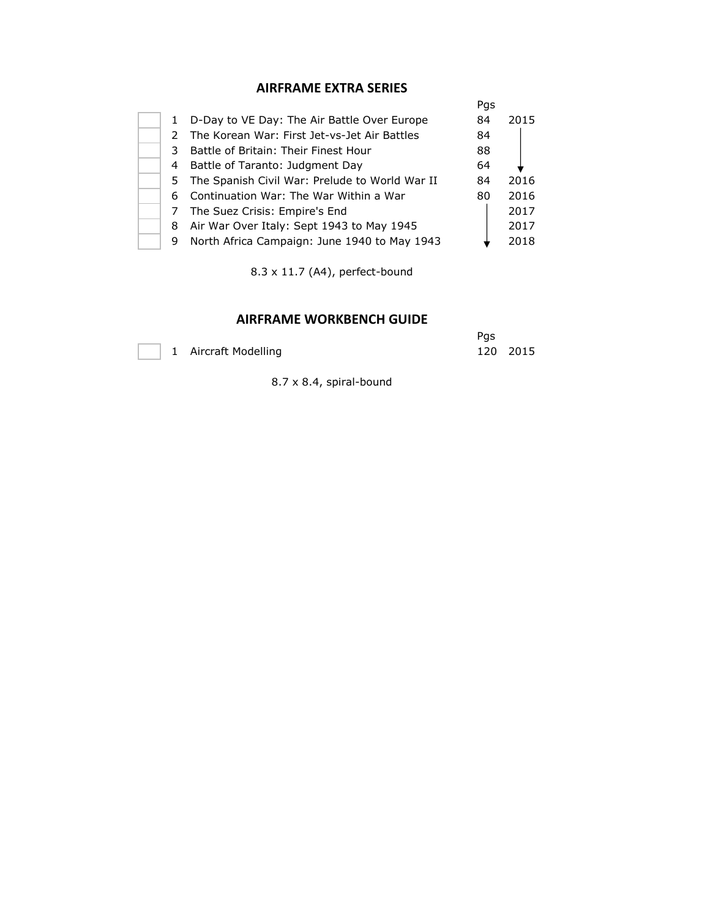## AIRFRAME EXTRA SERIES

| | # | Title | Pgs | |
|---|---|---|---|---|
| ☐ | 1 | D-Day to VE Day: The Air Battle Over Europe | 84 | 2015 |
| ☐ | 2 | The Korean War: First Jet-vs-Jet Air Battles | 84 | ↓ |
| ☐ | 3 | Battle of Britain: Their Finest Hour | 88 | ↓ |
| ☐ | 4 | Battle of Taranto: Judgment Day | 64 | ↓ |
| ☐ | 5 | The Spanish Civil War: Prelude to World War II | 84 | 2016 |
| ☐ | 6 | Continuation War: The War Within a War | 80 | 2016 |
| ☐ | 7 | The Suez Crisis: Empire's End | ↓ | 2017 |
| ☐ | 8 | Air War Over Italy: Sept 1943 to May 1945 | ↓ | 2017 |
| ☐ | 9 | North Africa Campaign: June 1940 to May 1943 | ↓ | 2018 |

8.3 x 11.7 (A4), perfect-bound

## AIRFRAME WORKBENCH GUIDE

| | # | Title | Pgs | |
|---|---|---|---|---|
| ☐ | 1 | Aircraft Modelling | 120 | 2015 |

8.7 x 8.4, spiral-bound